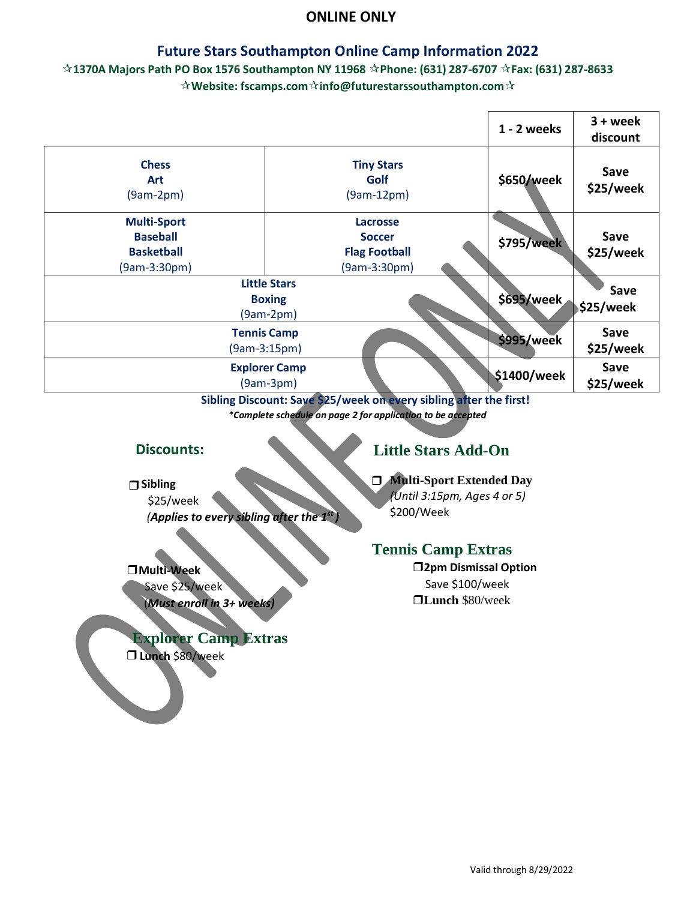**ONLINE ONLY**

## Future Stars Southampton Online Camp Information 2022

☆1370A Majors Path PO Box 1576 Southampton NY 11968 ☆Phone: (631) 287-6707 ☆Fax: (631) 287-8633
☆Website: fscamps.com☆info@futurestarssouthampton.com☆

| | | 1 - 2 weeks | 3 + week discount |
|---|---|---|---|
| **Chess**<br>**Art**<br>(9am-2pm) | **Tiny Stars**<br>**Golf**<br>(9am-12pm) | $650/week | Save $25/week |
| **Multi-Sport**<br>**Baseball**<br>**Basketball**<br>(9am-3:30pm) | **Lacrosse**<br>**Soccer**<br>**Flag Football**<br>(9am-3:30pm) | $795/week | Save $25/week |
| **Little Stars**<br>**Boxing**<br>(9am-2pm) | | $695/week | Save $25/week |
| **Tennis Camp**<br>(9am-3:15pm) | | $995/week | Save $25/week |
| **Explorer Camp**<br>(9am-3pm) | | $1400/week | Save $25/week |

**Sibling Discount: Save $25/week on every sibling after the first!**
***Complete schedule on page 2 for application to be accepted***

### Discounts:

❒ **Sibling**
$25/week
***(Applies to every sibling after the 1st )***

❒ **Multi-Week**
Save $25/week
***(Must enroll in 3+ weeks)***

### Explorer Camp Extras

❒ **Lunch** $80/week

### Little Stars Add-On

❒ **Multi-Sport Extended Day**
*(Until 3:15pm, Ages 4 or 5)*
$200/Week

### Tennis Camp Extras

❒ **2pm Dismissal Option**
Save $100/week
❒ **Lunch** $80/week

Valid through 8/29/2022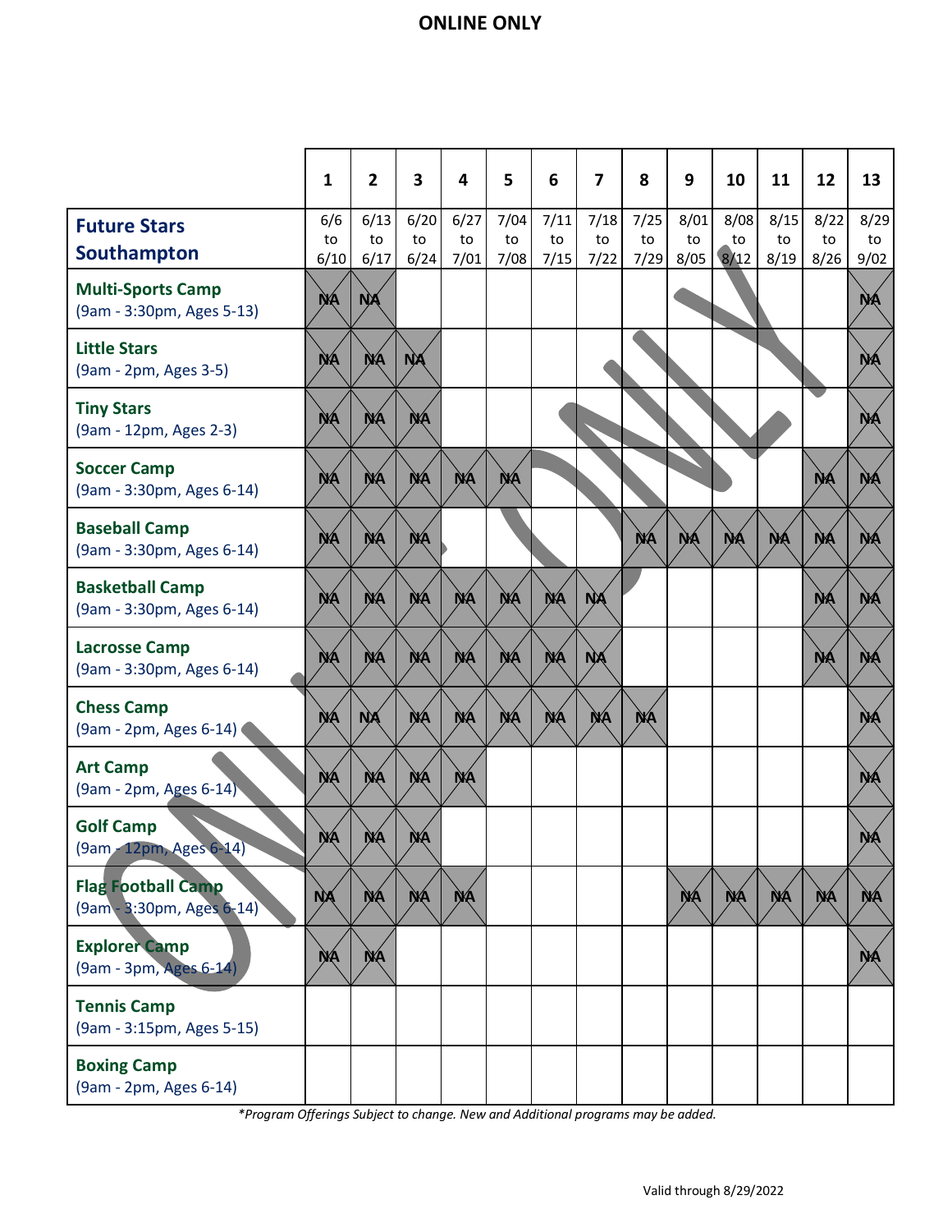**ONLY ONLINE**

| Future Stars Southampton | 1 | 2 | 3 | 4 | 5 | 6 | 7 | 8 | 9 | 10 | 11 | 12 | 13 |
|---|---|---|---|---|---|---|---|---|---|---|---|---|---|
| | 6/6 to 6/10 | 6/13 to 6/17 | 6/20 to 6/24 | 6/27 to 7/01 | 7/04 to 7/08 | 7/11 to 7/15 | 7/18 to 7/22 | 7/25 to 7/29 | 8/01 to 8/05 | 8/08 to 8/12 | 8/15 to 8/19 | 8/22 to 8/26 | 8/29 to 9/02 |
| **Multi-Sports Camp** (9am - 3:30pm, Ages 5-13) | NA | NA | | | | | | | | | | | NA |
| **Little Stars** (9am - 2pm, Ages 3-5) | NA | NA | NA | | | | | | | | | | NA |
| **Tiny Stars** (9am - 12pm, Ages 2-3) | NA | NA | NA | | | | | | | | | | NA |
| **Soccer Camp** (9am - 3:30pm, Ages 6-14) | NA | NA | NA | NA | NA | | | | | | | NA | NA |
| **Baseball Camp** (9am - 3:30pm, Ages 6-14) | NA | NA | NA | | | | | NA | NA | NA | NA | NA | NA |
| **Basketball Camp** (9am - 3:30pm, Ages 6-14) | NA | NA | NA | NA | NA | NA | NA | | | | | NA | NA |
| **Lacrosse Camp** (9am - 3:30pm, Ages 6-14) | NA | NA | NA | NA | NA | NA | NA | | | | | NA | NA |
| **Chess Camp** (9am - 2pm, Ages 6-14) | NA | NA | NA | NA | NA | NA | NA | NA | | | | | NA |
| **Art Camp** (9am - 2pm, Ages 6-14) | NA | NA | NA | NA | | | | | | | | | NA |
| **Golf Camp** (9am - 12pm, Ages 6-14) | NA | NA | NA | | | | | | | | | | NA |
| **Flag Football Camp** (9am - 3:30pm, Ages 6-14) | NA | NA | NA | NA | | | | | NA | NA | NA | NA | NA |
| **Explorer Camp** (9am - 3pm, Ages 6-14) | NA | NA | | | | | | | | | | | NA |
| **Tennis Camp** (9am - 3:15pm, Ages 5-15) | | | | | | | | | | | | | |
| **Boxing Camp** (9am - 2pm, Ages 6-14) | | | | | | | | | | | | | |

*\*Program Offerings Subject to change. New and Additional programs may be added.*

Valid through 8/29/2022